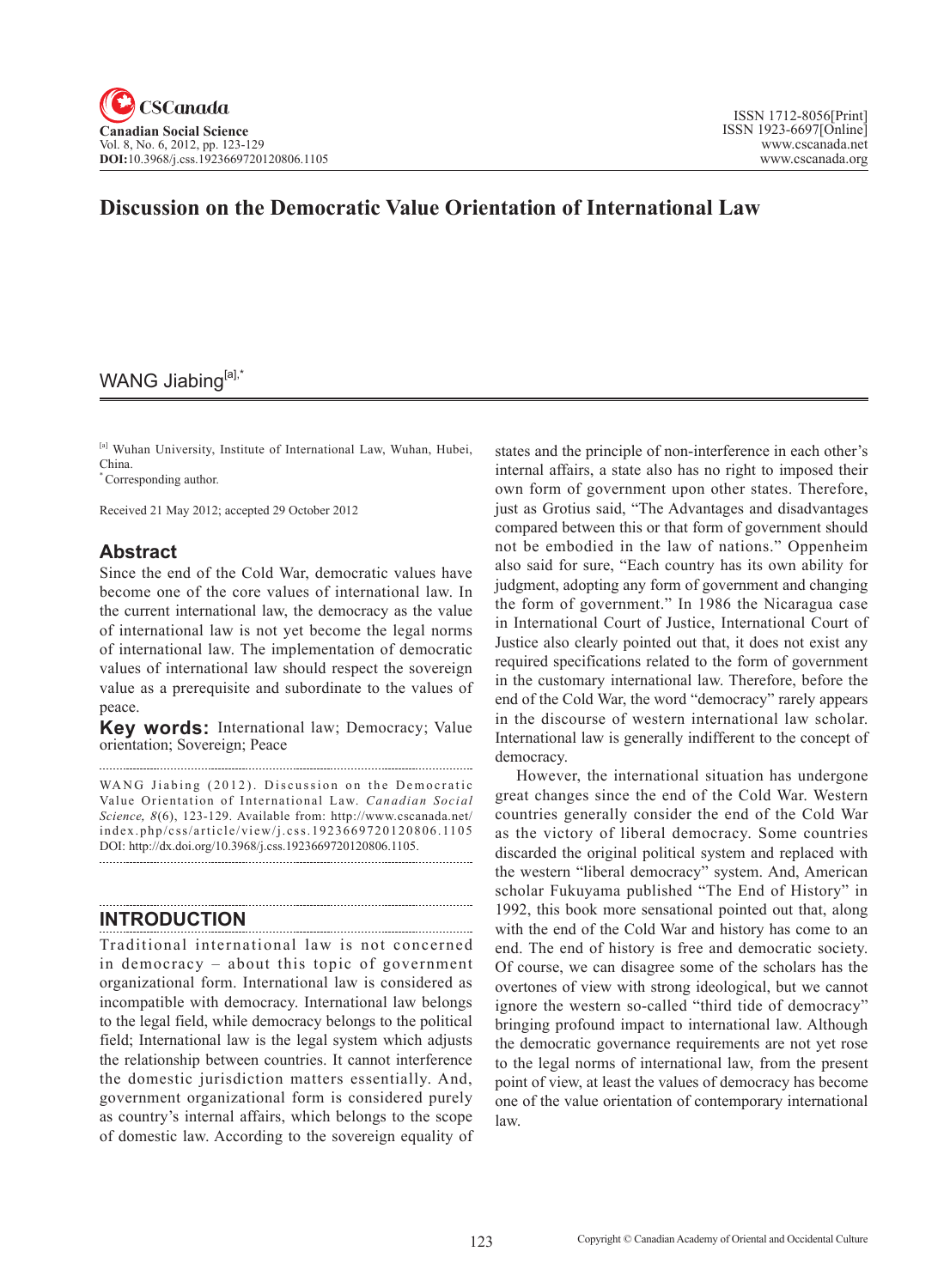# Discussion on the Democratic Value Orientation of International Law

WANG Jiabing[a],*

[a] Wuhan University, Institute of International Law, Wuhan, Hubei, China.
* Corresponding author.

Received 21 May 2012; accepted 29 October 2012

## Abstract

Since the end of the Cold War, democratic values have become one of the core values of international law. In the current international law, the democracy as the value of international law is not yet become the legal norms of international law. The implementation of democratic values of international law should respect the sovereign value as a prerequisite and subordinate to the values of peace.

**Key words:** International law; Democracy; Value orientation; Sovereign; Peace

WANG Jiabing (2012). Discussion on the Democratic Value Orientation of International Law. *Canadian Social Science, 8*(6), 123-129. Available from: http://www.cscanada.net/index.php/css/article/view/j.css.1923669720120806.1105 DOI: http://dx.doi.org/10.3968/j.css.1923669720120806.1105.

## INTRODUCTION

Traditional international law is not concerned in democracy – about this topic of government organizational form. International law is considered as incompatible with democracy. International law belongs to the legal field, while democracy belongs to the political field; International law is the legal system which adjusts the relationship between countries. It cannot interference the domestic jurisdiction matters essentially. And, government organizational form is considered purely as country's internal affairs, which belongs to the scope of domestic law. According to the sovereign equality of states and the principle of non-interference in each other's internal affairs, a state also has no right to imposed their own form of government upon other states. Therefore, just as Grotius said, "The Advantages and disadvantages compared between this or that form of government should not be embodied in the law of nations." Oppenheim also said for sure, "Each country has its own ability for judgment, adopting any form of government and changing the form of government." In 1986 the Nicaragua case in International Court of Justice, International Court of Justice also clearly pointed out that, it does not exist any required specifications related to the form of government in the customary international law. Therefore, before the end of the Cold War, the word "democracy" rarely appears in the discourse of western international law scholar. International law is generally indifferent to the concept of democracy.

However, the international situation has undergone great changes since the end of the Cold War. Western countries generally consider the end of the Cold War as the victory of liberal democracy. Some countries discarded the original political system and replaced with the western "liberal democracy" system. And, American scholar Fukuyama published "The End of History" in 1992, this book more sensational pointed out that, along with the end of the Cold War and history has come to an end. The end of history is free and democratic society. Of course, we can disagree some of the scholars has the overtones of view with strong ideological, but we cannot ignore the western so-called "third tide of democracy" bringing profound impact to international law. Although the democratic governance requirements are not yet rose to the legal norms of international law, from the present point of view, at least the values of democracy has become one of the value orientation of contemporary international law.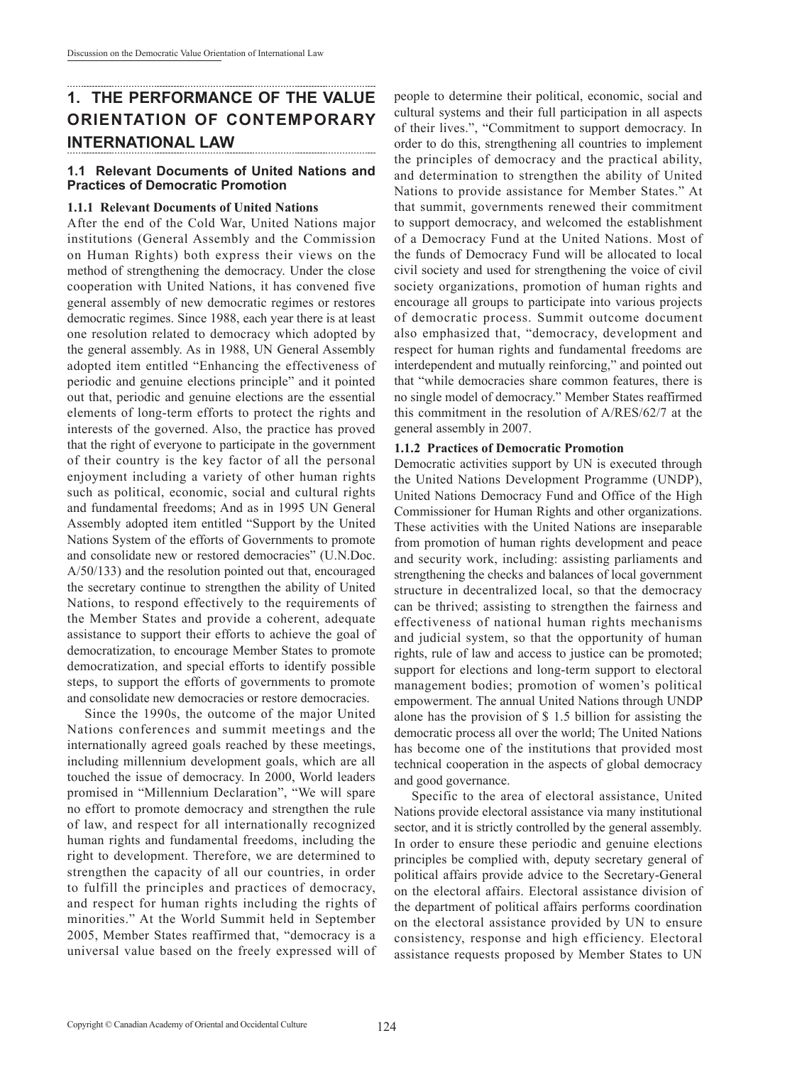# 1. THE PERFORMANCE OF THE VALUE ORIENTATION OF CONTEMPORARY INTERNATIONAL LAW

## 1.1 Relevant Documents of United Nations and Practices of Democratic Promotion

### 1.1.1 Relevant Documents of United Nations

After the end of the Cold War, United Nations major institutions (General Assembly and the Commission on Human Rights) both express their views on the method of strengthening the democracy. Under the close cooperation with United Nations, it has convened five general assembly of new democratic regimes or restores democratic regimes. Since 1988, each year there is at least one resolution related to democracy which adopted by the general assembly. As in 1988, UN General Assembly adopted item entitled "Enhancing the effectiveness of periodic and genuine elections principle" and it pointed out that, periodic and genuine elections are the essential elements of long-term efforts to protect the rights and interests of the governed. Also, the practice has proved that the right of everyone to participate in the government of their country is the key factor of all the personal enjoyment including a variety of other human rights such as political, economic, social and cultural rights and fundamental freedoms; And as in 1995 UN General Assembly adopted item entitled "Support by the United Nations System of the efforts of Governments to promote and consolidate new or restored democracies" (U.N.Doc. A/50/133) and the resolution pointed out that, encouraged the secretary continue to strengthen the ability of United Nations, to respond effectively to the requirements of the Member States and provide a coherent, adequate assistance to support their efforts to achieve the goal of democratization, to encourage Member States to promote democratization, and special efforts to identify possible steps, to support the efforts of governments to promote and consolidate new democracies or restore democracies.

Since the 1990s, the outcome of the major United Nations conferences and summit meetings and the internationally agreed goals reached by these meetings, including millennium development goals, which are all touched the issue of democracy. In 2000, World leaders promised in "Millennium Declaration", "We will spare no effort to promote democracy and strengthen the rule of law, and respect for all internationally recognized human rights and fundamental freedoms, including the right to development. Therefore, we are determined to strengthen the capacity of all our countries, in order to fulfill the principles and practices of democracy, and respect for human rights including the rights of minorities." At the World Summit held in September 2005, Member States reaffirmed that, "democracy is a universal value based on the freely expressed will of people to determine their political, economic, social and cultural systems and their full participation in all aspects of their lives.", "Commitment to support democracy. In order to do this, strengthening all countries to implement the principles of democracy and the practical ability, and determination to strengthen the ability of United Nations to provide assistance for Member States." At that summit, governments renewed their commitment to support democracy, and welcomed the establishment of a Democracy Fund at the United Nations. Most of the funds of Democracy Fund will be allocated to local civil society and used for strengthening the voice of civil society organizations, promotion of human rights and encourage all groups to participate into various projects of democratic process. Summit outcome document also emphasized that, "democracy, development and respect for human rights and fundamental freedoms are interdependent and mutually reinforcing," and pointed out that "while democracies share common features, there is no single model of democracy." Member States reaffirmed this commitment in the resolution of A/RES/62/7 at the general assembly in 2007.

### 1.1.2 Practices of Democratic Promotion

Democratic activities support by UN is executed through the United Nations Development Programme (UNDP), United Nations Democracy Fund and Office of the High Commissioner for Human Rights and other organizations. These activities with the United Nations are inseparable from promotion of human rights development and peace and security work, including: assisting parliaments and strengthening the checks and balances of local government structure in decentralized local, so that the democracy can be thrived; assisting to strengthen the fairness and effectiveness of national human rights mechanisms and judicial system, so that the opportunity of human rights, rule of law and access to justice can be promoted; support for elections and long-term support to electoral management bodies; promotion of women's political empowerment. The annual United Nations through UNDP alone has the provision of $ 1.5 billion for assisting the democratic process all over the world; The United Nations has become one of the institutions that provided most technical cooperation in the aspects of global democracy and good governance.

Specific to the area of electoral assistance, United Nations provide electoral assistance via many institutional sector, and it is strictly controlled by the general assembly. In order to ensure these periodic and genuine elections principles be complied with, deputy secretary general of political affairs provide advice to the Secretary-General on the electoral affairs. Electoral assistance division of the department of political affairs performs coordination on the electoral assistance provided by UN to ensure consistency, response and high efficiency. Electoral assistance requests proposed by Member States to UN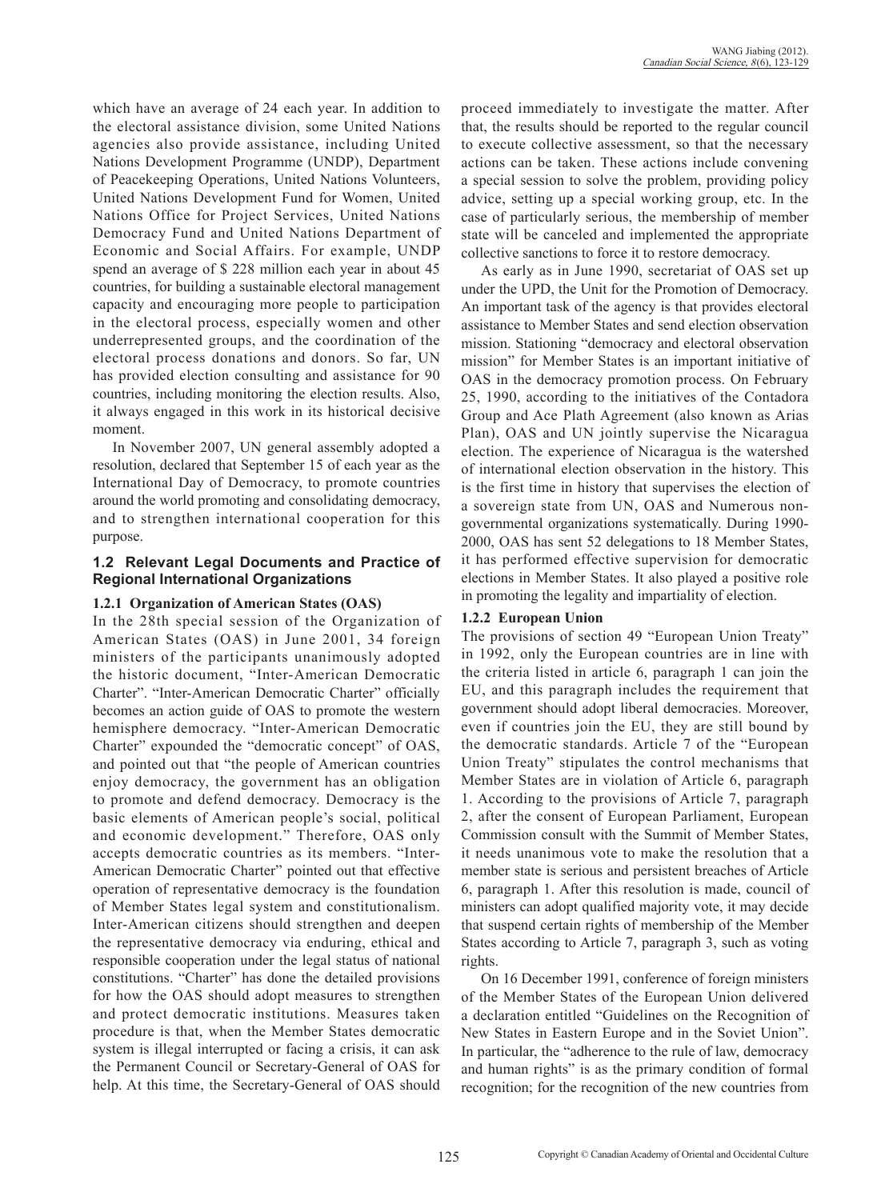which have an average of 24 each year. In addition to the electoral assistance division, some United Nations agencies also provide assistance, including United Nations Development Programme (UNDP), Department of Peacekeeping Operations, United Nations Volunteers, United Nations Development Fund for Women, United Nations Office for Project Services, United Nations Democracy Fund and United Nations Department of Economic and Social Affairs. For example, UNDP spend an average of $ 228 million each year in about 45 countries, for building a sustainable electoral management capacity and encouraging more people to participation in the electoral process, especially women and other underrepresented groups, and the coordination of the electoral process donations and donors. So far, UN has provided election consulting and assistance for 90 countries, including monitoring the election results. Also, it always engaged in this work in its historical decisive moment.

In November 2007, UN general assembly adopted a resolution, declared that September 15 of each year as the International Day of Democracy, to promote countries around the world promoting and consolidating democracy, and to strengthen international cooperation for this purpose.

### 1.2 Relevant Legal Documents and Practice of Regional International Organizations

#### 1.2.1 Organization of American States (OAS)

In the 28th special session of the Organization of American States (OAS) in June 2001, 34 foreign ministers of the participants unanimously adopted the historic document, "Inter-American Democratic Charter". "Inter-American Democratic Charter" officially becomes an action guide of OAS to promote the western hemisphere democracy. "Inter-American Democratic Charter" expounded the "democratic concept" of OAS, and pointed out that "the people of American countries enjoy democracy, the government has an obligation to promote and defend democracy. Democracy is the basic elements of American people's social, political and economic development." Therefore, OAS only accepts democratic countries as its members. "Inter-American Democratic Charter" pointed out that effective operation of representative democracy is the foundation of Member States legal system and constitutionalism. Inter-American citizens should strengthen and deepen the representative democracy via enduring, ethical and responsible cooperation under the legal status of national constitutions. "Charter" has done the detailed provisions for how the OAS should adopt measures to strengthen and protect democratic institutions. Measures taken procedure is that, when the Member States democratic system is illegal interrupted or facing a crisis, it can ask the Permanent Council or Secretary-General of OAS for help. At this time, the Secretary-General of OAS should proceed immediately to investigate the matter. After that, the results should be reported to the regular council to execute collective assessment, so that the necessary actions can be taken. These actions include convening a special session to solve the problem, providing policy advice, setting up a special working group, etc. In the case of particularly serious, the membership of member state will be canceled and implemented the appropriate collective sanctions to force it to restore democracy.

As early as in June 1990, secretariat of OAS set up under the UPD, the Unit for the Promotion of Democracy. An important task of the agency is that provides electoral assistance to Member States and send election observation mission. Stationing "democracy and electoral observation mission" for Member States is an important initiative of OAS in the democracy promotion process. On February 25, 1990, according to the initiatives of the Contadora Group and Ace Plath Agreement (also known as Arias Plan), OAS and UN jointly supervise the Nicaragua election. The experience of Nicaragua is the watershed of international election observation in the history. This is the first time in history that supervises the election of a sovereign state from UN, OAS and Numerous non-governmental organizations systematically. During 1990-2000, OAS has sent 52 delegations to 18 Member States, it has performed effective supervision for democratic elections in Member States. It also played a positive role in promoting the legality and impartiality of election.

#### 1.2.2 European Union

The provisions of section 49 "European Union Treaty" in 1992, only the European countries are in line with the criteria listed in article 6, paragraph 1 can join the EU, and this paragraph includes the requirement that government should adopt liberal democracies. Moreover, even if countries join the EU, they are still bound by the democratic standards. Article 7 of the "European Union Treaty" stipulates the control mechanisms that Member States are in violation of Article 6, paragraph 1. According to the provisions of Article 7, paragraph 2, after the consent of European Parliament, European Commission consult with the Summit of Member States, it needs unanimous vote to make the resolution that a member state is serious and persistent breaches of Article 6, paragraph 1. After this resolution is made, council of ministers can adopt qualified majority vote, it may decide that suspend certain rights of membership of the Member States according to Article 7, paragraph 3, such as voting rights.

On 16 December 1991, conference of foreign ministers of the Member States of the European Union delivered a declaration entitled "Guidelines on the Recognition of New States in Eastern Europe and in the Soviet Union". In particular, the "adherence to the rule of law, democracy and human rights" is as the primary condition of formal recognition; for the recognition of the new countries from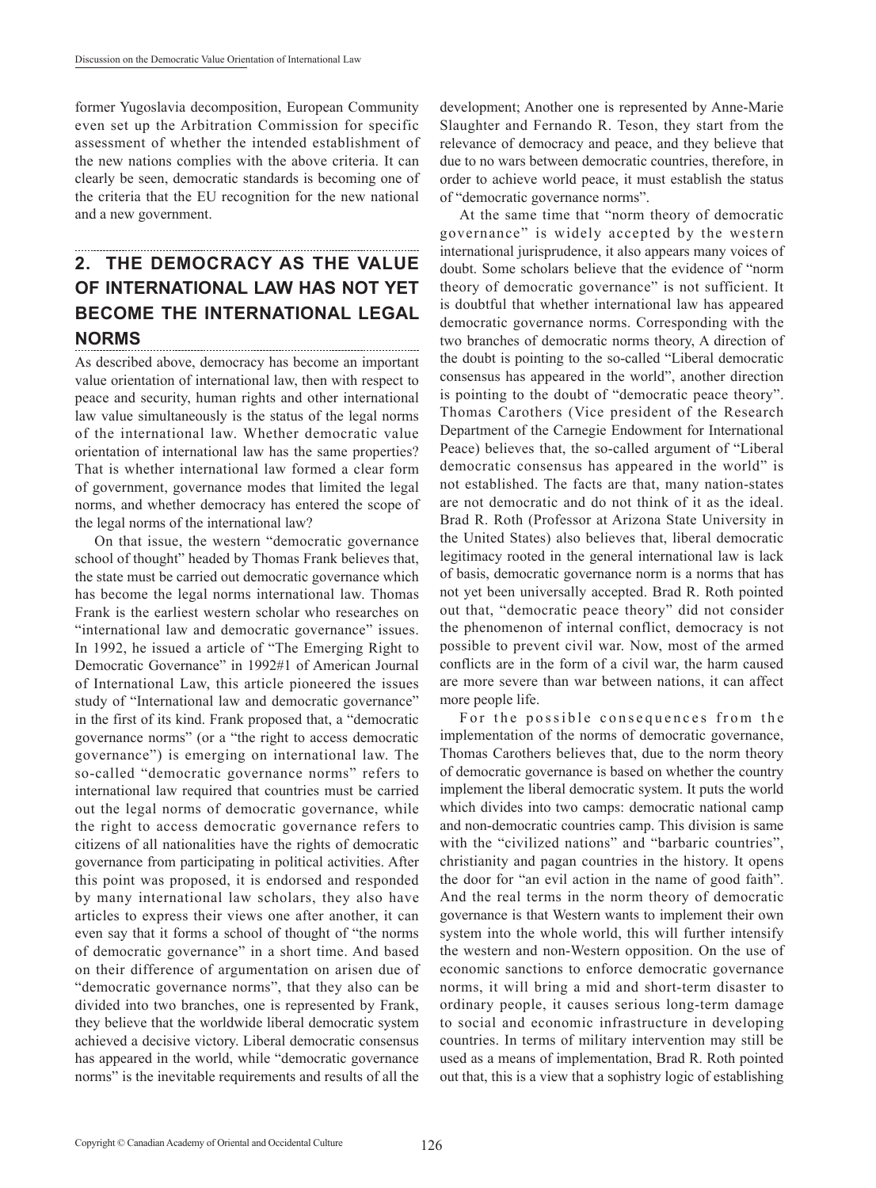former Yugoslavia decomposition, European Community even set up the Arbitration Commission for specific assessment of whether the intended establishment of the new nations complies with the above criteria. It can clearly be seen, democratic standards is becoming one of the criteria that the EU recognition for the new national and a new government.

## 2. THE DEMOCRACY AS THE VALUE OF INTERNATIONAL LAW HAS NOT YET BECOME THE INTERNATIONAL LEGAL NORMS

As described above, democracy has become an important value orientation of international law, then with respect to peace and security, human rights and other international law value simultaneously is the status of the legal norms of the international law. Whether democratic value orientation of international law has the same properties? That is whether international law formed a clear form of government, governance modes that limited the legal norms, and whether democracy has entered the scope of the legal norms of the international law?

On that issue, the western "democratic governance school of thought" headed by Thomas Frank believes that, the state must be carried out democratic governance which has become the legal norms international law. Thomas Frank is the earliest western scholar who researches on "international law and democratic governance" issues. In 1992, he issued a article of "The Emerging Right to Democratic Governance" in 1992#1 of American Journal of International Law, this article pioneered the issues study of "International law and democratic governance" in the first of its kind. Frank proposed that, a "democratic governance norms" (or a "the right to access democratic governance") is emerging on international law. The so-called "democratic governance norms" refers to international law required that countries must be carried out the legal norms of democratic governance, while the right to access democratic governance refers to citizens of all nationalities have the rights of democratic governance from participating in political activities. After this point was proposed, it is endorsed and responded by many international law scholars, they also have articles to express their views one after another, it can even say that it forms a school of thought of "the norms of democratic governance" in a short time. And based on their difference of argumentation on arisen due of "democratic governance norms", that they also can be divided into two branches, one is represented by Frank, they believe that the worldwide liberal democratic system achieved a decisive victory. Liberal democratic consensus has appeared in the world, while "democratic governance norms" is the inevitable requirements and results of all the development; Another one is represented by Anne-Marie Slaughter and Fernando R. Teson, they start from the relevance of democracy and peace, and they believe that due to no wars between democratic countries, therefore, in order to achieve world peace, it must establish the status of "democratic governance norms".

At the same time that "norm theory of democratic governance" is widely accepted by the western international jurisprudence, it also appears many voices of doubt. Some scholars believe that the evidence of "norm theory of democratic governance" is not sufficient. It is doubtful that whether international law has appeared democratic governance norms. Corresponding with the two branches of democratic norms theory, A direction of the doubt is pointing to the so-called "Liberal democratic consensus has appeared in the world", another direction is pointing to the doubt of "democratic peace theory". Thomas Carothers (Vice president of the Research Department of the Carnegie Endowment for International Peace) believes that, the so-called argument of "Liberal democratic consensus has appeared in the world" is not established. The facts are that, many nation-states are not democratic and do not think of it as the ideal. Brad R. Roth (Professor at Arizona State University in the United States) also believes that, liberal democratic legitimacy rooted in the general international law is lack of basis, democratic governance norm is a norms that has not yet been universally accepted. Brad R. Roth pointed out that, "democratic peace theory" did not consider the phenomenon of internal conflict, democracy is not possible to prevent civil war. Now, most of the armed conflicts are in the form of a civil war, the harm caused are more severe than war between nations, it can affect more people life.

For the possible consequences from the implementation of the norms of democratic governance, Thomas Carothers believes that, due to the norm theory of democratic governance is based on whether the country implement the liberal democratic system. It puts the world which divides into two camps: democratic national camp and non-democratic countries camp. This division is same with the "civilized nations" and "barbaric countries", christianity and pagan countries in the history. It opens the door for "an evil action in the name of good faith". And the real terms in the norm theory of democratic governance is that Western wants to implement their own system into the whole world, this will further intensify the western and non-Western opposition. On the use of economic sanctions to enforce democratic governance norms, it will bring a mid and short-term disaster to ordinary people, it causes serious long-term damage to social and economic infrastructure in developing countries. In terms of military intervention may still be used as a means of implementation, Brad R. Roth pointed out that, this is a view that a sophistry logic of establishing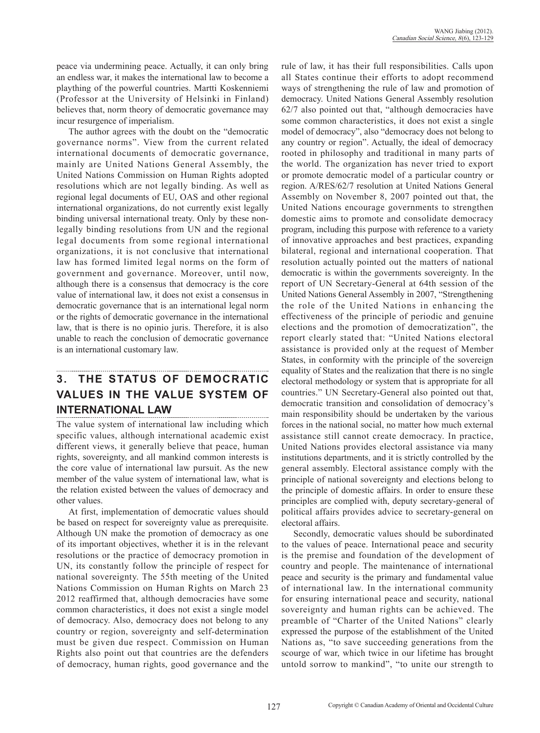peace via undermining peace. Actually, it can only bring an endless war, it makes the international law to become a plaything of the powerful countries. Martti Koskenniemi (Professor at the University of Helsinki in Finland) believes that, norm theory of democratic governance may incur resurgence of imperialism.

The author agrees with the doubt on the "democratic governance norms". View from the current related international documents of democratic governance, mainly are United Nations General Assembly, the United Nations Commission on Human Rights adopted resolutions which are not legally binding. As well as regional legal documents of EU, OAS and other regional international organizations, do not currently exist legally binding universal international treaty. Only by these non-legally binding resolutions from UN and the regional legal documents from some regional international organizations, it is not conclusive that international law has formed limited legal norms on the form of government and governance. Moreover, until now, although there is a consensus that democracy is the core value of international law, it does not exist a consensus in democratic governance that is an international legal norm or the rights of democratic governance in the international law, that is there is no opinio juris. Therefore, it is also unable to reach the conclusion of democratic governance is an international customary law.

## 3. THE STATUS OF DEMOCRATIC VALUES IN THE VALUE SYSTEM OF INTERNATIONAL LAW

The value system of international law including which specific values, although international academic exist different views, it generally believe that peace, human rights, sovereignty, and all mankind common interests is the core value of international law pursuit. As the new member of the value system of international law, what is the relation existed between the values of democracy and other values.

At first, implementation of democratic values should be based on respect for sovereignty value as prerequisite. Although UN make the promotion of democracy as one of its important objectives, whether it is in the relevant resolutions or the practice of democracy promotion in UN, its constantly follow the principle of respect for national sovereignty. The 55th meeting of the United Nations Commission on Human Rights on March 23 2012 reaffirmed that, although democracies have some common characteristics, it does not exist a single model of democracy. Also, democracy does not belong to any country or region, sovereignty and self-determination must be given due respect. Commission on Human Rights also point out that countries are the defenders of democracy, human rights, good governance and the rule of law, it has their full responsibilities. Calls upon all States continue their efforts to adopt recommend ways of strengthening the rule of law and promotion of democracy. United Nations General Assembly resolution 62/7 also pointed out that, "although democracies have some common characteristics, it does not exist a single model of democracy", also "democracy does not belong to any country or region". Actually, the ideal of democracy rooted in philosophy and traditional in many parts of the world. The organization has never tried to export or promote democratic model of a particular country or region. A/RES/62/7 resolution at United Nations General Assembly on November 8, 2007 pointed out that, the United Nations encourage governments to strengthen domestic aims to promote and consolidate democracy program, including this purpose with reference to a variety of innovative approaches and best practices, expanding bilateral, regional and international cooperation. That resolution actually pointed out the matters of national democratic is within the governments sovereignty. In the report of UN Secretary-General at 64th session of the United Nations General Assembly in 2007, "Strengthening the role of the United Nations in enhancing the effectiveness of the principle of periodic and genuine elections and the promotion of democratization", the report clearly stated that: "United Nations electoral assistance is provided only at the request of Member States, in conformity with the principle of the sovereign equality of States and the realization that there is no single electoral methodology or system that is appropriate for all countries." UN Secretary-General also pointed out that, democratic transition and consolidation of democracy's main responsibility should be undertaken by the various forces in the national social, no matter how much external assistance still cannot create democracy. In practice, United Nations provides electoral assistance via many institutions departments, and it is strictly controlled by the general assembly. Electoral assistance comply with the principle of national sovereignty and elections belong to the principle of domestic affairs. In order to ensure these principles are complied with, deputy secretary-general of political affairs provides advice to secretary-general on electoral affairs.

Secondly, democratic values should be subordinated to the values of peace. International peace and security is the premise and foundation of the development of country and people. The maintenance of international peace and security is the primary and fundamental value of international law. In the international community for ensuring international peace and security, national sovereignty and human rights can be achieved. The preamble of "Charter of the United Nations" clearly expressed the purpose of the establishment of the United Nations as, "to save succeeding generations from the scourge of war, which twice in our lifetime has brought untold sorrow to mankind", "to unite our strength to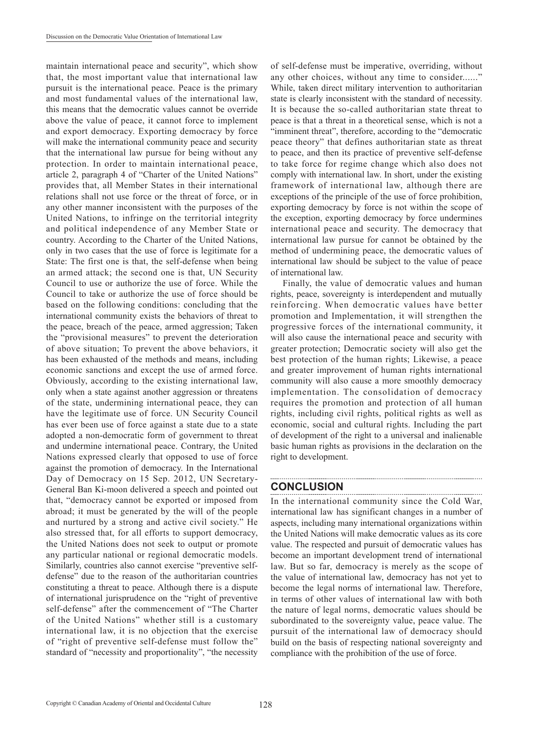maintain international peace and security", which show that, the most important value that international law pursuit is the international peace. Peace is the primary and most fundamental values of the international law, this means that the democratic values cannot be override above the value of peace, it cannot force to implement and export democracy. Exporting democracy by force will make the international community peace and security that the international law pursue for being without any protection. In order to maintain international peace, article 2, paragraph 4 of "Charter of the United Nations" provides that, all Member States in their international relations shall not use force or the threat of force, or in any other manner inconsistent with the purposes of the United Nations, to infringe on the territorial integrity and political independence of any Member State or country. According to the Charter of the United Nations, only in two cases that the use of force is legitimate for a State: The first one is that, the self-defense when being an armed attack; the second one is that, UN Security Council to use or authorize the use of force. While the Council to take or authorize the use of force should be based on the following conditions: concluding that the international community exists the behaviors of threat to the peace, breach of the peace, armed aggression; Taken the "provisional measures" to prevent the deterioration of above situation; To prevent the above behaviors, it has been exhausted of the methods and means, including economic sanctions and except the use of armed force. Obviously, according to the existing international law, only when a state against another aggression or threatens of the state, undermining international peace, they can have the legitimate use of force. UN Security Council has ever been use of force against a state due to a state adopted a non-democratic form of government to threat and undermine international peace. Contrary, the United Nations expressed clearly that opposed to use of force against the promotion of democracy. In the International Day of Democracy on 15 Sep. 2012, UN Secretary-General Ban Ki-moon delivered a speech and pointed out that, "democracy cannot be exported or imposed from abroad; it must be generated by the will of the people and nurtured by a strong and active civil society." He also stressed that, for all efforts to support democracy, the United Nations does not seek to output or promote any particular national or regional democratic models. Similarly, countries also cannot exercise "preventive self-defense" due to the reason of the authoritarian countries constituting a threat to peace. Although there is a dispute of international jurisprudence on the "right of preventive self-defense" after the commencement of "The Charter of the United Nations" whether still is a customary international law, it is no objection that the exercise of "right of preventive self-defense must follow the" standard of "necessity and proportionality", "the necessity of self-defense must be imperative, overriding, without any other choices, without any time to consider......" While, taken direct military intervention to authoritarian state is clearly inconsistent with the standard of necessity. It is because the so-called authoritarian state threat to peace is that a threat in a theoretical sense, which is not a "imminent threat", therefore, according to the "democratic peace theory" that defines authoritarian state as threat to peace, and then its practice of preventive self-defense to take force for regime change which also does not comply with international law. In short, under the existing framework of international law, although there are exceptions of the principle of the use of force prohibition, exporting democracy by force is not within the scope of the exception, exporting democracy by force undermines international peace and security. The democracy that international law pursue for cannot be obtained by the method of undermining peace, the democratic values of international law should be subject to the value of peace of international law.

Finally, the value of democratic values and human rights, peace, sovereignty is interdependent and mutually reinforcing. When democratic values have better promotion and Implementation, it will strengthen the progressive forces of the international community, it will also cause the international peace and security with greater protection; Democratic society will also get the best protection of the human rights; Likewise, a peace and greater improvement of human rights international community will also cause a more smoothly democracy implementation. The consolidation of democracy requires the promotion and protection of all human rights, including civil rights, political rights as well as economic, social and cultural rights. Including the part of development of the right to a universal and inalienable basic human rights as provisions in the declaration on the right to development.

## CONCLUSION

In the international community since the Cold War, international law has significant changes in a number of aspects, including many international organizations within the United Nations will make democratic values as its core value. The respected and pursuit of democratic values has become an important development trend of international law. But so far, democracy is merely as the scope of the value of international law, democracy has not yet to become the legal norms of international law. Therefore, in terms of other values of international law with both the nature of legal norms, democratic values should be subordinated to the sovereignty value, peace value. The pursuit of the international law of democracy should build on the basis of respecting national sovereignty and compliance with the prohibition of the use of force.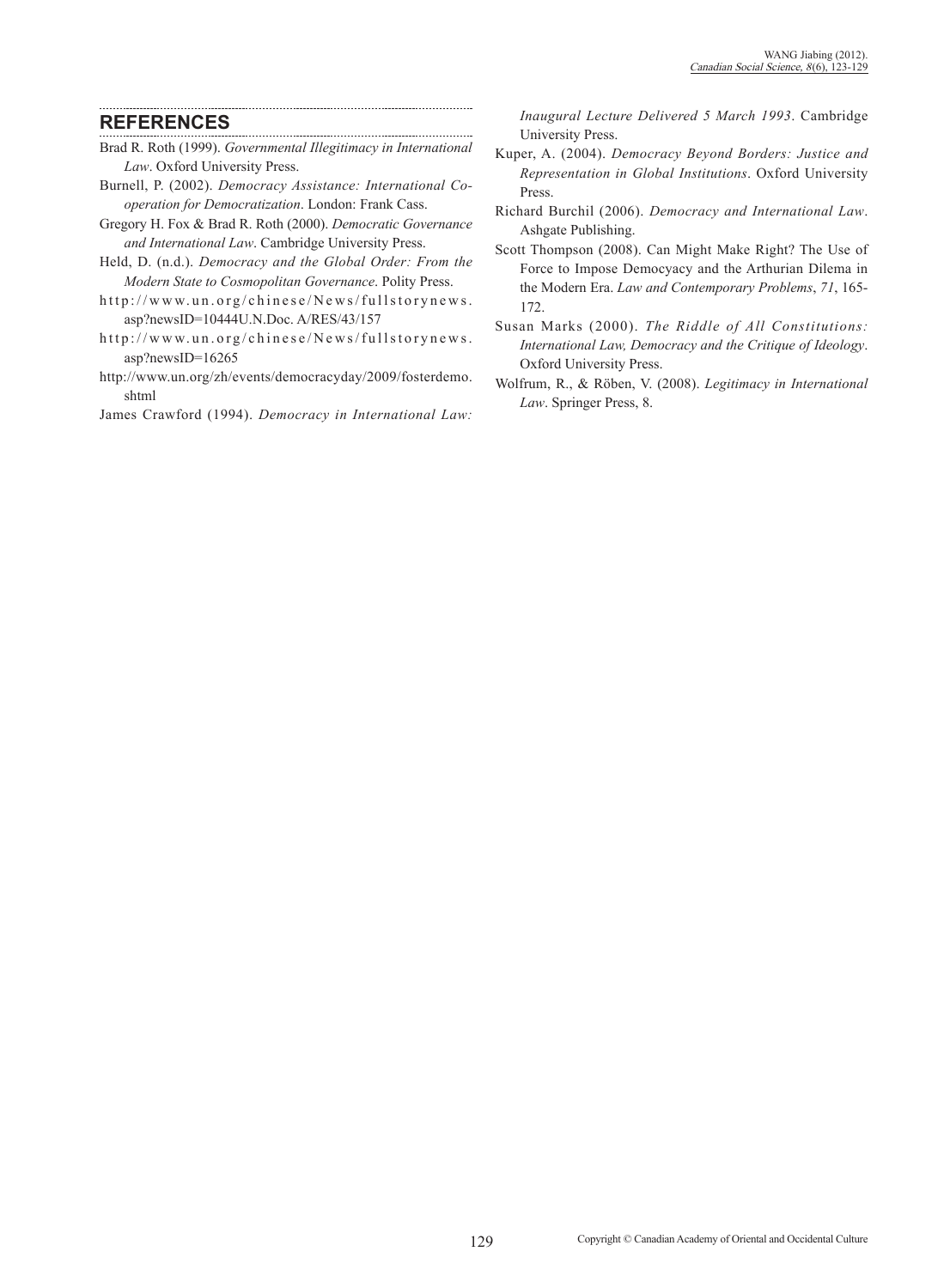## REFERENCES

Brad R. Roth (1999). *Governmental Illegitimacy in International Law*. Oxford University Press.

Burnell, P. (2002). *Democracy Assistance: International Co-operation for Democratization*. London: Frank Cass.

Gregory H. Fox & Brad R. Roth (2000). *Democratic Governance and International Law*. Cambridge University Press.

Held, D. (n.d.). *Democracy and the Global Order: From the Modern State to Cosmopolitan Governance*. Polity Press.

http://www.un.org/chinese/News/fullstorynews.asp?newsID=10444U.N.Doc. A/RES/43/157

http://www.un.org/chinese/News/fullstorynews.asp?newsID=16265

http://www.un.org/zh/events/democracyday/2009/fosterdemo.shtml

James Crawford (1994). *Democracy in International Law: Inaugural Lecture Delivered 5 March 1993*. Cambridge University Press.

Kuper, A. (2004). *Democracy Beyond Borders: Justice and Representation in Global Institutions*. Oxford University Press.

Richard Burchil (2006). *Democracy and International Law*. Ashgate Publishing.

Scott Thompson (2008). Can Might Make Right? The Use of Force to Impose Democyacy and the Arthurian Dilema in the Modern Era. *Law and Contemporary Problems*, *71*, 165-172.

Susan Marks (2000). *The Riddle of All Constitutions: International Law, Democracy and the Critique of Ideology*. Oxford University Press.

Wolfrum, R., & Röben, V. (2008). *Legitimacy in International Law*. Springer Press, 8.